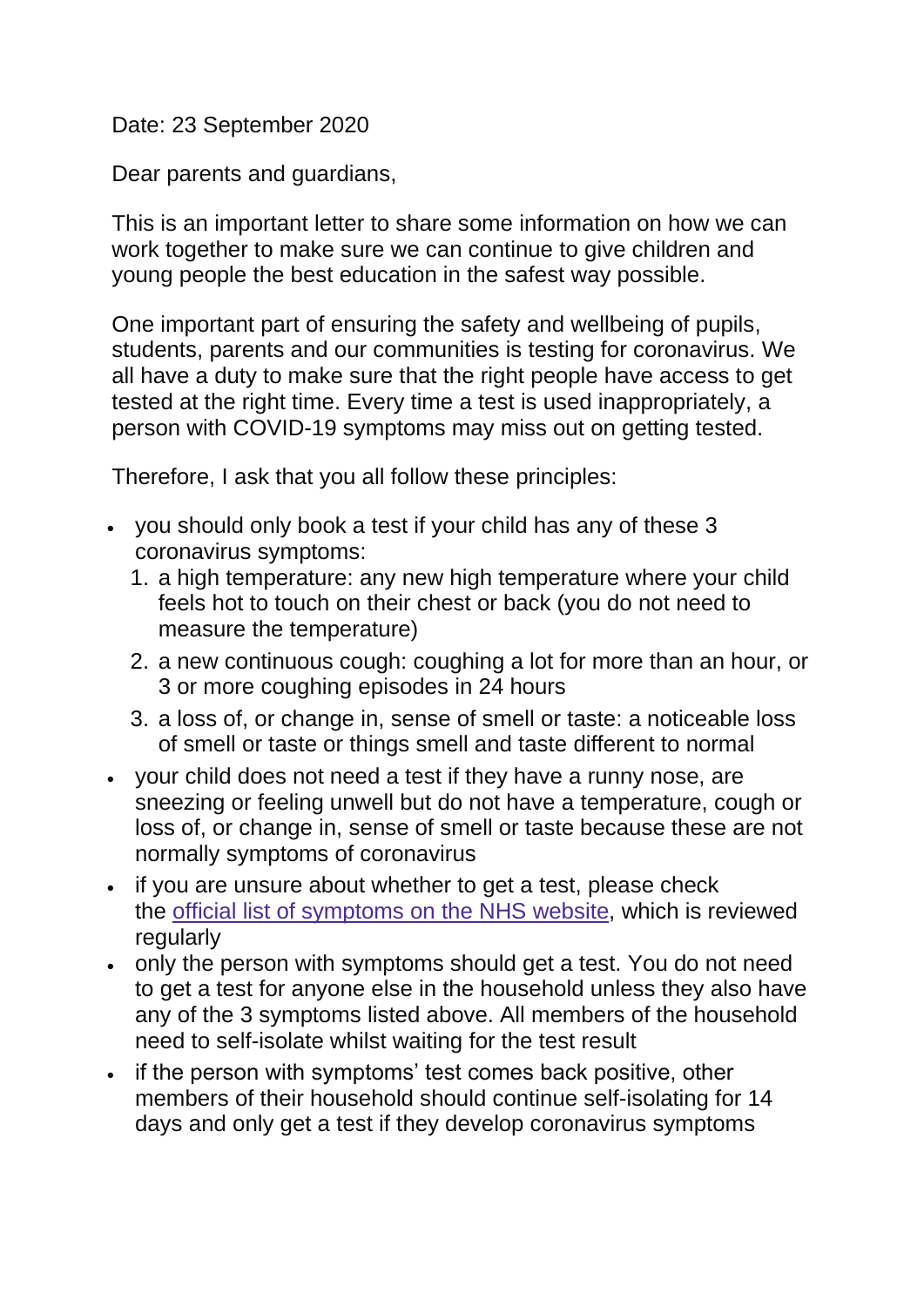Date: 23 September 2020

Dear parents and guardians,

This is an important letter to share some information on how we can work together to make sure we can continue to give children and young people the best education in the safest way possible.

One important part of ensuring the safety and wellbeing of pupils, students, parents and our communities is testing for coronavirus. We all have a duty to make sure that the right people have access to get tested at the right time. Every time a test is used inappropriately, a person with COVID-19 symptoms may miss out on getting tested.

Therefore, I ask that you all follow these principles:

- you should only book a test if your child has any of these 3 coronavirus symptoms:
  1. a high temperature: any new high temperature where your child feels hot to touch on their chest or back (you do not need to measure the temperature)
  2. a new continuous cough: coughing a lot for more than an hour, or 3 or more coughing episodes in 24 hours
  3. a loss of, or change in, sense of smell or taste: a noticeable loss of smell or taste or things smell and taste different to normal
- your child does not need a test if they have a runny nose, are sneezing or feeling unwell but do not have a temperature, cough or loss of, or change in, sense of smell or taste because these are not normally symptoms of coronavirus
- if you are unsure about whether to get a test, please check the official list of symptoms on the NHS website, which is reviewed regularly
- only the person with symptoms should get a test. You do not need to get a test for anyone else in the household unless they also have any of the 3 symptoms listed above. All members of the household need to self-isolate whilst waiting for the test result
- if the person with symptoms' test comes back positive, other members of their household should continue self-isolating for 14 days and only get a test if they develop coronavirus symptoms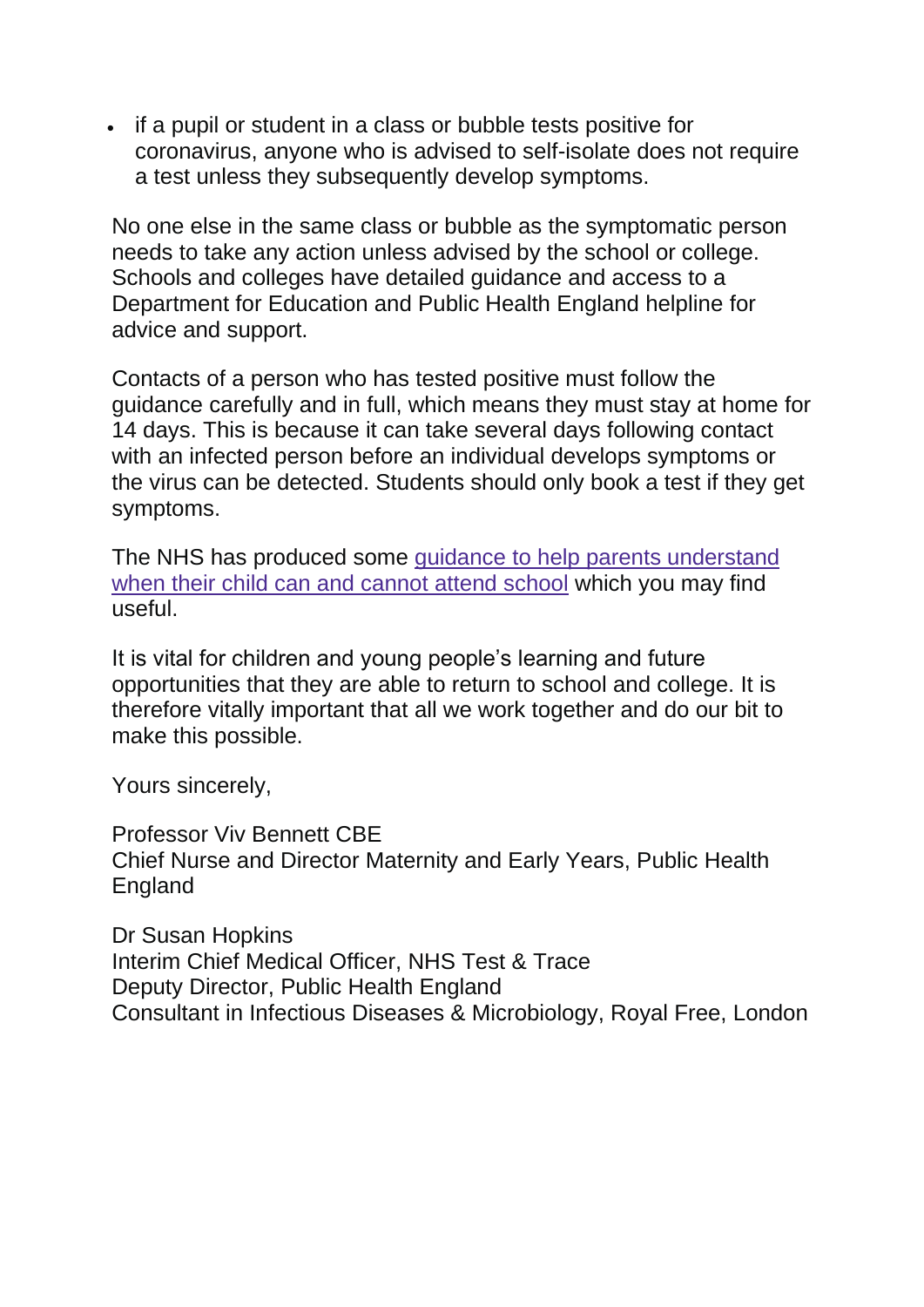- if a pupil or student in a class or bubble tests positive for coronavirus, anyone who is advised to self-isolate does not require a test unless they subsequently develop symptoms.

No one else in the same class or bubble as the symptomatic person needs to take any action unless advised by the school or college. Schools and colleges have detailed guidance and access to a Department for Education and Public Health England helpline for advice and support.

Contacts of a person who has tested positive must follow the guidance carefully and in full, which means they must stay at home for 14 days. This is because it can take several days following contact with an infected person before an individual develops symptoms or the virus can be detected. Students should only book a test if they get symptoms.

The NHS has produced some guidance to help parents understand when their child can and cannot attend school which you may find useful.

It is vital for children and young people's learning and future opportunities that they are able to return to school and college. It is therefore vitally important that all we work together and do our bit to make this possible.

Yours sincerely,

Professor Viv Bennett CBE
Chief Nurse and Director Maternity and Early Years, Public Health England

Dr Susan Hopkins
Interim Chief Medical Officer, NHS Test & Trace
Deputy Director, Public Health England
Consultant in Infectious Diseases & Microbiology, Royal Free, London